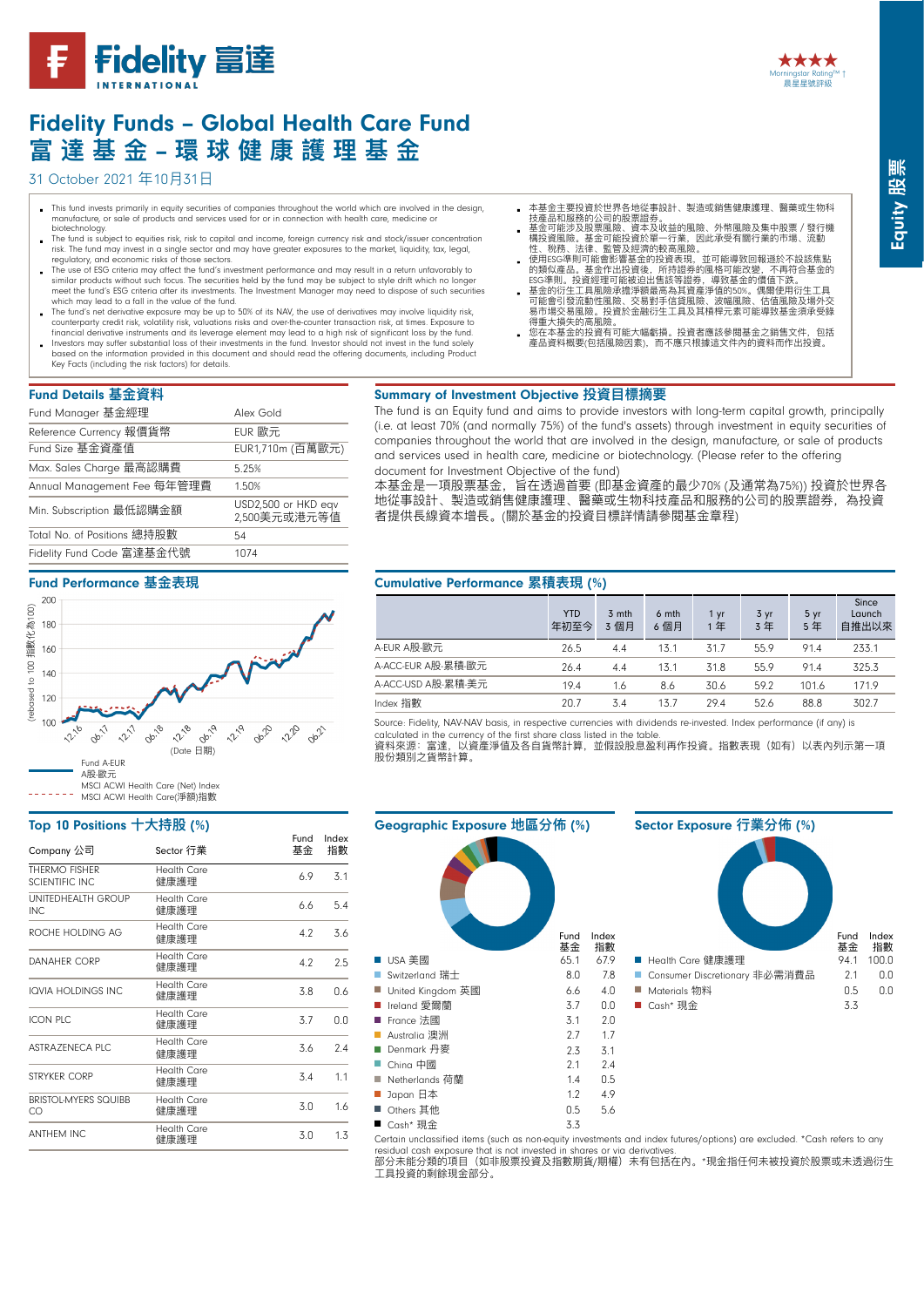# Fidelity Funds – Global Health Care Fund
# 富 達 基 金 – 環 球 健 康 護 理 基 金

31 October 2021 年10月31日

Morningstar Rating™ † ★★★★ 晨星星號評級

Equity 股票

- This fund invests primarily in equity securities of companies throughout the world which are involved in the design, manufacture, or sale of products and services used for or in connection with health care, medicine or biotechnology.
- The fund is subject to equities risk, risk to capital and income, foreign currency risk and stock/issuer concentration risk. The fund may invest in a single sector and may have greater exposures to the market, liquidity, tax, legal, regulatory, and economic risks of those sectors.
- The use of ESG criteria may affect the fund's investment performance and may result in a return unfavorably to similar products without such focus. The securities held by the fund may be subject to style drift which no longer meet the fund's ESG criteria after its investments. The Investment Manager may need to dispose of such securities which may lead to a fall in the value of the fund.
- The fund's net derivative exposure may be up to 50% of its NAV, the use of derivatives may involve liquidity risk, counterparty credit risk, volatility risk, valuations risks and over-the-counter transaction risk, at times. Exposure to financial derivative instruments and its leverage element may lead to a high risk of significant loss by the fund.
- Investors may suffer substantial loss of their investments in the fund. Investor should not invest in the fund solely based on the information provided in this document and should read the offering documents, including Product Key Facts (including the risk factors) for details.

- 本基金主要投資於世界各地從事設計、製造或銷售健康護理、醫藥或生物科技產品和服務的公司的股票證券。
- 基金可能涉及股票風險、資本及收益的風險、外幣風險及集中股票 / 發行機構投資風險。基金可能投資於單一行業，因此承受有關行業的市場、流動性、稅務、法律、監管及經濟的較高風險。
- 使用ESG準則可能會影響基金的投資表現，並可能導致回報遜於不設該焦點的類似產品。基金作出投資後，所持證券的風格可能改變，不再符合基金的ESG準則。投資經理可能被迫出售該等證券，導致基金的價值下跌。
- 基金的衍生工具風險承擔淨額最高為其資產淨值的50%。偶爾使用衍生工具可能會引發流動性風險、交易對手信貸風險、波幅風險、估值風險及場外交易市場交易風險。投資於金融衍生工具及其槓桿元素可能導致基金須承受錄得重大損失的高風險。
- 您在本基金的投資有可能大幅虧損。投資者應該參閱基金之銷售文件，包括產品資料概要(包括風險因素)，而不應只根據這文件內的資料而作出投資。

## Fund Details 基金資料

| | |
|---|---|
| Fund Manager 基金經理 | Alex Gold |
| Reference Currency 報價貨幣 | EUR 歐元 |
| Fund Size 基金資產值 | EUR1,710m (百萬歐元) |
| Max. Sales Charge 最高認購費 | 5.25% |
| Annual Management Fee 每年管理費 | 1.50% |
| Min. Subscription 最低認購金額 | USD2,500 or HKD eqv 2,500美元或港元等值 |
| Total No. of Positions 總持股數 | 54 |
| Fidelity Fund Code 富達基金代號 | 1074 |

## Summary of Investment Objective 投資目標摘要

The fund is an Equity fund and aims to provide investors with long-term capital growth, principally (i.e. at least 70% (and normally 75%) of the fund's assets) through investment in equity securities of companies throughout the world that are involved in the design, manufacture, or sale of products and services used in health care, medicine or biotechnology. (Please refer to the offering document for Investment Objective of the fund)

本基金是一項股票基金，旨在透過首要 (即基金資產的最少70% (及通常為75%)) 投資於世界各地從事設計、製造或銷售健康護理、醫藥或生物科技產品和服務的公司的股票證券，為投資者提供長線資本增長。(關於基金的投資目標詳情請參閱基金章程)

## Fund Performance 基金表現

(Chart: rebased to 100 指數化為100; Date 日期 12.16 – 06.21)

— Fund A-EUR A股-歐元
- - - MSCI ACWI Health Care (Net) Index MSCI ACWI Health Care(淨額)指數

## Cumulative Performance 累積表現 (%)

| | YTD 年初至今 | 3 mth 3 個月 | 6 mth 6 個月 | 1 yr 1 年 | 3 yr 3 年 | 5 yr 5 年 | Since Launch 自推出以來 |
|---|---|---|---|---|---|---|---|
| A-EUR A股-歐元 | 26.5 | 4.4 | 13.1 | 31.7 | 55.9 | 91.4 | 233.1 |
| A-ACC-EUR A股-累積-歐元 | 26.4 | 4.4 | 13.1 | 31.8 | 55.9 | 91.4 | 325.3 |
| A-ACC-USD A股-累積-美元 | 19.4 | 1.6 | 8.6 | 30.6 | 59.2 | 101.6 | 171.9 |
| Index 指數 | 20.7 | 3.4 | 13.7 | 29.4 | 52.6 | 88.8 | 302.7 |

Source: Fidelity, NAV-NAV basis, in respective currencies with dividends re-invested. Index performance (if any) is calculated in the currency of the first share class listed in the table.
資料來源：富達，以資產淨值及各自貨幣計算，並假設股息盈利再作投資。指數表現（如有）以表內列示第一項股份類別之貨幣計算。

## Top 10 Positions 十大持股 (%)

| Company 公司 | Sector 行業 | Fund 基金 | Index 指數 |
|---|---|---|---|
| THERMO FISHER SCIENTIFIC INC | Health Care 健康護理 | 6.9 | 3.1 |
| UNITEDHEALTH GROUP INC | Health Care 健康護理 | 6.6 | 5.4 |
| ROCHE HOLDING AG | Health Care 健康護理 | 4.2 | 3.6 |
| DANAHER CORP | Health Care 健康護理 | 4.2 | 2.5 |
| IQVIA HOLDINGS INC | Health Care 健康護理 | 3.8 | 0.6 |
| ICON PLC | Health Care 健康護理 | 3.7 | 0.0 |
| ASTRAZENECA PLC | Health Care 健康護理 | 3.6 | 2.4 |
| STRYKER CORP | Health Care 健康護理 | 3.4 | 1.1 |
| BRISTOL-MYERS SQUIBB CO | Health Care 健康護理 | 3.0 | 1.6 |
| ANTHEM INC | Health Care 健康護理 | 3.0 | 1.3 |

## Geographic Exposure 地區分佈 (%)

| | Fund 基金 | Index 指數 |
|---|---|---|
| USA 美國 | 65.1 | 67.9 |
| Switzerland 瑞士 | 8.0 | 7.8 |
| United Kingdom 英國 | 6.6 | 4.0 |
| Ireland 愛爾蘭 | 3.7 | 0.0 |
| France 法國 | 3.1 | 2.0 |
| Australia 澳洲 | 2.7 | 1.7 |
| Denmark 丹麥 | 2.3 | 3.1 |
| China 中國 | 2.1 | 2.4 |
| Netherlands 荷蘭 | 1.4 | 0.5 |
| Japan 日本 | 1.2 | 4.9 |
| Others 其他 | 0.5 | 5.6 |
| Cash* 現金 | 3.3 | |

## Sector Exposure 行業分佈 (%)

| | Fund 基金 | Index 指數 |
|---|---|---|
| Health Care 健康護理 | 94.1 | 100.0 |
| Consumer Discretionary 非必需消費品 | 2.1 | 0.0 |
| Materials 物料 | 0.5 | 0.0 |
| Cash* 現金 | 3.3 | |

Certain unclassified items (such as non-equity investments and index futures/options) are excluded. *Cash refers to any residual cash exposure that is not invested in shares or via derivatives.
部分未能分類的項目（如非股票投資及指數期貨/期權）未有包括在內。*現金指任何未被投資於股票或未透過衍生工具投資的剩餘現金部分。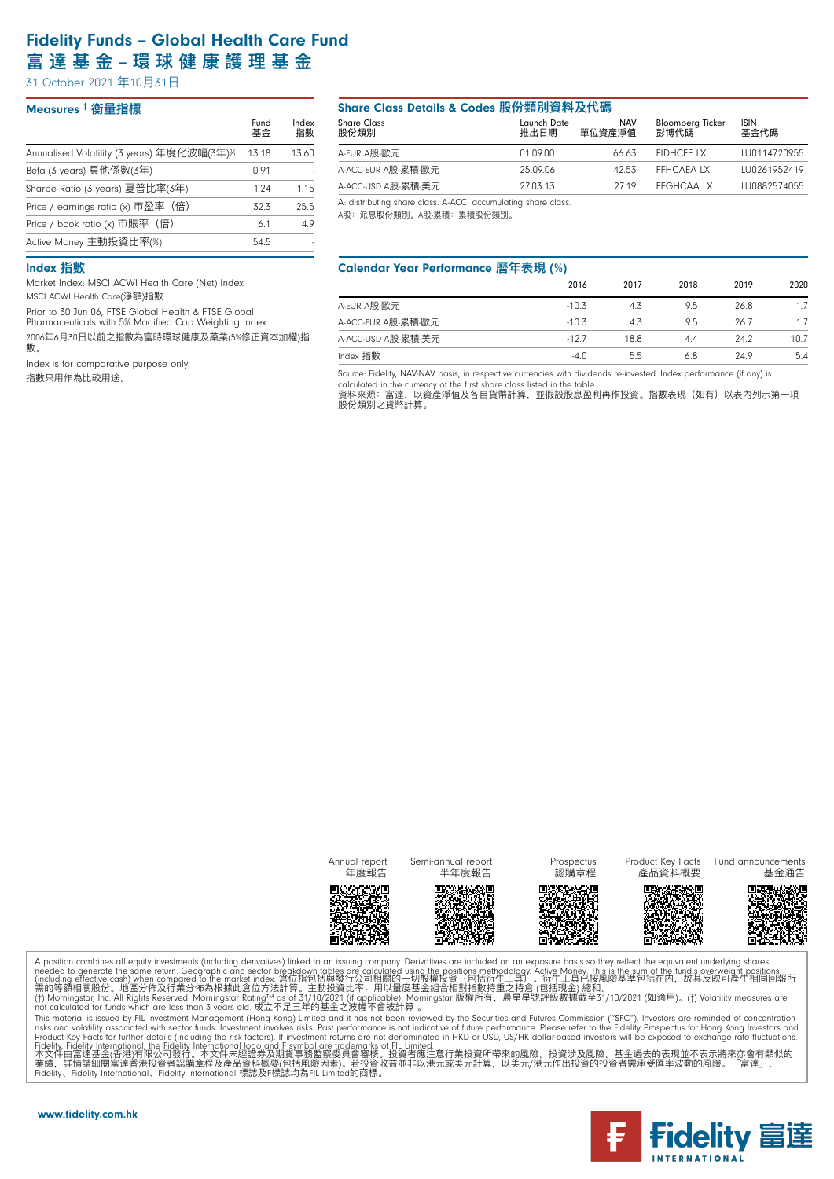# Fidelity Funds – Global Health Care Fund
# 富達基金－環球健康護理基金

31 October 2021 年10月31日

## Measures ‡ 衡量指標

| | Fund 基金 | Index 指數 |
|---|---|---|
| Annualised Volatility (3 years) 年度化波幅(3年)% | 13.18 | 13.60 |
| Beta (3 years) 貝他係數(3年) | 0.91 | - |
| Sharpe Ratio (3 years) 夏普比率(3年) | 1.24 | 1.15 |
| Price / earnings ratio (x) 市盈率（倍） | 32.3 | 25.5 |
| Price / book ratio (x) 市賬率（倍） | 6.1 | 4.9 |
| Active Money 主動投資比率(%) | 54.5 | - |

## Index 指數

Market Index: MSCI ACWI Health Care (Net) Index
MSCI ACWI Health Care(淨額)指數

Prior to 30 Jun 06, FTSE Global Health & FTSE Global Pharmaceuticals with 5% Modified Cap Weighting Index.
2006年6月30日以前之指數為富時環球健康及藥業(5%修正資本加權)指數。

Index is for comparative purpose only.
指數只用作為比較用途。

## Share Class Details & Codes 股份類別資料及代碼

| Share Class 股份類別 | Launch Date 推出日期 | NAV 單位資產淨值 | Bloomberg Ticker 彭博代碼 | ISIN 基金代碼 |
|---|---|---|---|---|
| A-EUR A股-歐元 | 01.09.00 | 66.63 | FIDHCFE LX | LU0114720955 |
| A-ACC-EUR A股-累積-歐元 | 25.09.06 | 42.53 | FFHCAEA LX | LU0261952419 |
| A-ACC-USD A股-累積-美元 | 27.03.13 | 27.19 | FFGHCAA LX | LU0882574055 |

A: distributing share class. A-ACC: accumulating share class.
A股：派息股份類別。A股-累積：累積股份類別。

## Calendar Year Performance 曆年表現 (%)

| | 2016 | 2017 | 2018 | 2019 | 2020 |
|---|---|---|---|---|---|
| A-EUR A股-歐元 | -10.3 | 4.3 | 9.5 | 26.8 | 1.7 |
| A-ACC-EUR A股-累積-歐元 | -10.3 | 4.3 | 9.5 | 26.7 | 1.7 |
| A-ACC-USD A股-累積-美元 | -12.7 | 18.8 | 4.4 | 24.2 | 10.7 |
| Index 指數 | -4.0 | 5.5 | 6.8 | 24.9 | 5.4 |

Source: Fidelity, NAV-NAV basis, in respective currencies with dividends re-invested. Index performance (if any) is calculated in the currency of the first share class listed in the table.
資料來源：富達，以資產淨值及各自貨幣計算，並假設股息盈利再作投資。指數表現（如有）以表內列示第一項股份類別之貨幣計算。

Annual report 年度報告 | Semi-annual report 半年度報告 | Prospectus 認購章程 | Product Key Facts 產品資料概要 | Fund announcements 基金通告

A position combines all equity investments (including derivatives) linked to an issuing company. Derivatives are included on an exposure basis so they reflect the equivalent underlying shares needed to generate the same return. Geographic and sector breakdown tables are calculated using the positions methodology. Active Money: This is the sum of the fund's overweight positions (including effective cash) when compared to the market index. 倉位指包括與發行公司相關的一切股權投資（包括衍生工具）。衍生工具已按風險基準包括在內，故其反映可產生相同回報所需的等額相關股份。地區分佈及行業分佈為根據此倉位方法計算。主動投資比率：用以量度基金組合相對指數持重之持倉 (包括現金) 總和。
(†) Morningstar, Inc. All Rights Reserved. Morningstar Rating™ as of 31/10/2021 (if applicable). Morningstar 版權所有，晨星星號評級數據截至31/10/2021 (如適用)。(‡) Volatility measures are not calculated for funds which are less than 3 years old. 成立不足三年的基金之波幅不會被計算。

This material is issued by FIL Investment Management (Hong Kong) Limited and it has not been reviewed by the Securities and Futures Commission ("SFC"). Investors are reminded of concentration risks and volatility associated with sector funds. Investment involves risks. Past performance is not indicative of future performance. Please refer to the Fidelity Prospectus for Hong Kong Investors and Product Key Facts for further details (including the risk factors). If investment returns are not denominated in HKD or USD, US/HK dollar-based investors will be exposed to exchange rate fluctuations. Fidelity, Fidelity International, the Fidelity International logo and F symbol are trademarks of FIL Limited.
本文件由富達基金(香港)有限公司發行。本文件未經證券及期貨事務監察委員會審核。投資者應注意行業投資所帶來的風險。投資涉及風險。基金過去的表現並不表示將來亦會有類似的業績，詳情請細閱富達香港投資者認購章程及產品資料概要(包括風險因素)。若投資收益並非以港元或美元計算，以美元/港元作出投資的投資者需承受匯率波動的風險。「富達」、Fidelity、Fidelity International、Fidelity International 標誌及F標誌均為FIL Limited的商標。

www.fidelity.com.hk